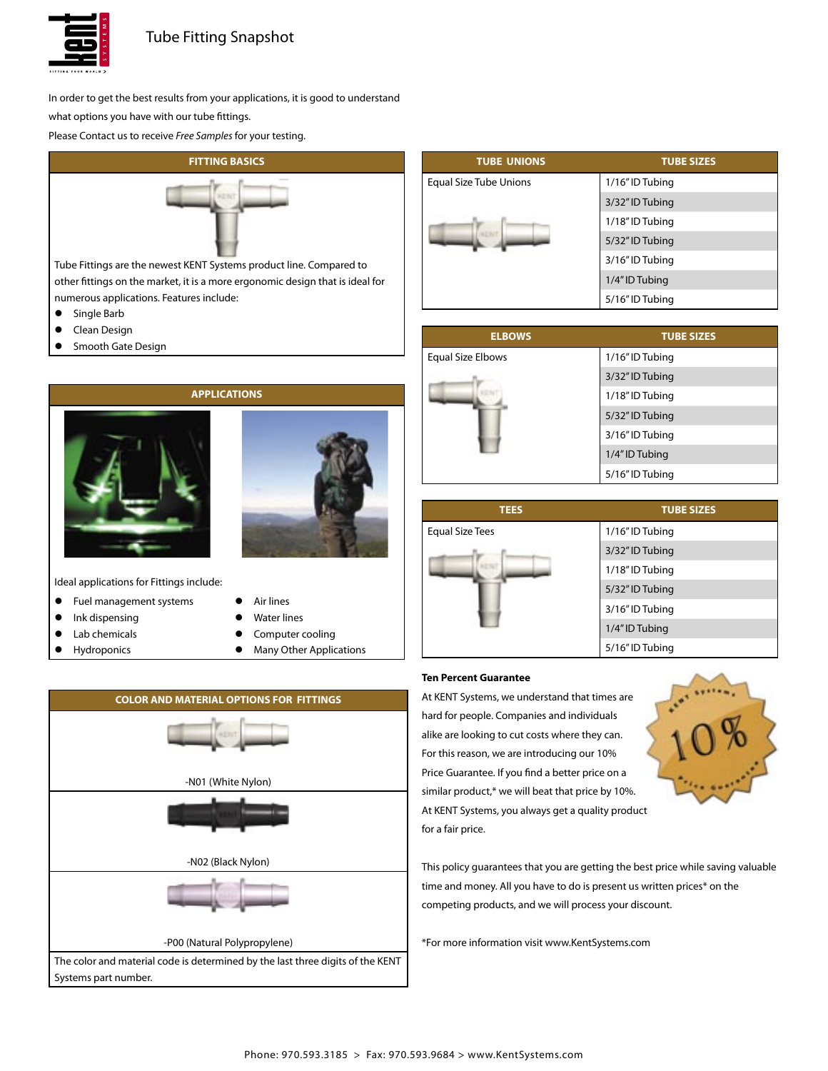# Tube Fitting Snapshot

In order to get the best results from your applications, it is good to understand what options you have with our tube fittings.

Please Contact us to receive *Free Samples* for your testing.

## FITTING BASICS

Tube Fittings are the newest KENT Systems product line. Compared to other fittings on the market, it is a more ergonomic design that is ideal for numerous applications. Features include:

- Single Barb
- Clean Design
- Smooth Gate Design

## APPLICATIONS

Ideal applications for Fittings include:

- Fuel management systems
- Ink dispensing
- Lab chemicals
- Hydroponics
- Air lines
- Water lines
- Computer cooling
- Many Other Applications

## COLOR AND MATERIAL OPTIONS FOR FITTINGS

-N01 (White Nylon)

-N02 (Black Nylon)

-P00 (Natural Polypropylene)

The color and material code is determined by the last three digits of the KENT Systems part number.

| TUBE UNIONS | TUBE SIZES |
|---|---|
| Equal Size Tube Unions | 1/16" ID Tubing |
| | 3/32" ID Tubing |
| | 1/18" ID Tubing |
| | 5/32" ID Tubing |
| | 3/16" ID Tubing |
| | 1/4" ID Tubing |
| | 5/16" ID Tubing |

| ELBOWS | TUBE SIZES |
|---|---|
| Equal Size Elbows | 1/16" ID Tubing |
| | 3/32" ID Tubing |
| | 1/18" ID Tubing |
| | 5/32" ID Tubing |
| | 3/16" ID Tubing |
| | 1/4" ID Tubing |
| | 5/16" ID Tubing |

| TEES | TUBE SIZES |
|---|---|
| Equal Size Tees | 1/16" ID Tubing |
| | 3/32" ID Tubing |
| | 1/18" ID Tubing |
| | 5/32" ID Tubing |
| | 3/16" ID Tubing |
| | 1/4" ID Tubing |
| | 5/16" ID Tubing |

**Ten Percent Guarantee**

At KENT Systems, we understand that times are hard for people. Companies and individuals alike are looking to cut costs where they can. For this reason, we are introducing our 10% Price Guarantee. If you find a better price on a similar product,* we will beat that price by 10%. At KENT Systems, you always get a quality product for a fair price.

This policy guarantees that you are getting the best price while saving valuable time and money. All you have to do is present us written prices* on the competing products, and we will process your discount.

*For more information visit www.KentSystems.com

Phone: 970.593.3185 > Fax: 970.593.9684 > www.KentSystems.com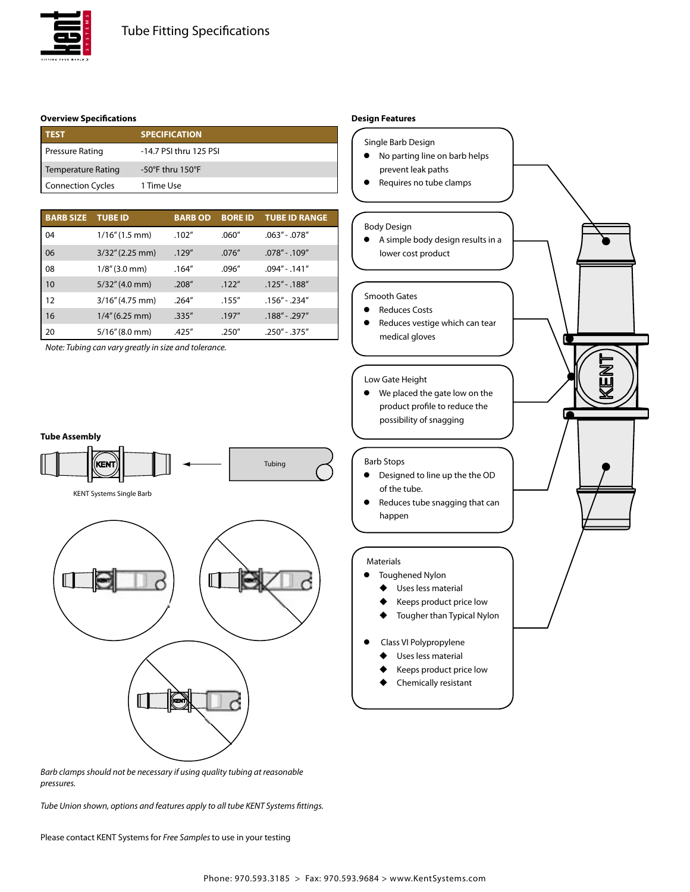# Tube Fitting Specifications

## Overview Specifications

| TEST | SPECIFICATION |
|---|---|
| Pressure Rating | -14.7 PSI thru 125 PSI |
| Temperature Rating | -50°F thru 150°F |
| Connection Cycles | 1 Time Use |

| BARB SIZE | TUBE ID | BARB OD | BORE ID | TUBE ID RANGE |
|---|---|---|---|---|
| 04 | 1/16" (1.5 mm) | .102" | .060" | .063" - .078" |
| 06 | 3/32" (2.25 mm) | .129" | .076" | .078" - .109" |
| 08 | 1/8" (3.0 mm) | .164" | .096" | .094" - .141" |
| 10 | 5/32" (4.0 mm) | .208" | .122" | .125" - .188" |
| 12 | 3/16" (4.75 mm) | .264" | .155" | .156" - .234" |
| 16 | 1/4" (6.25 mm) | .335" | .197" | .188" - .297" |
| 20 | 5/16" (8.0 mm) | .425" | .250" | .250" - .375" |

*Note: Tubing can vary greatly in size and tolerance.*

## Tube Assembly

KENT

Tubing

KENT Systems Single Barb

*Barb clamps should not be necessary if using quality tubing at reasonable pressures.*

*Tube Union shown, options and features apply to all tube KENT Systems fittings.*

Please contact KENT Systems for *Free Samples* to use in your testing

## Design Features

**Single Barb Design**
- No parting line on barb helps prevent leak paths
- Requires no tube clamps

**Body Design**
- A simple body design results in a lower cost product

**Smooth Gates**
- Reduces Costs
- Reduces vestige which can tear medical gloves

**Low Gate Height**
- We placed the gate low on the product profile to reduce the possibility of snagging

**Barb Stops**
- Designed to line up the the OD of the tube.
- Reduces tube snagging that can happen

**Materials**
- Toughened Nylon
  - Uses less material
  - Keeps product price low
  - Tougher than Typical Nylon
- Class VI Polypropylene
  - Uses less material
  - Keeps product price low
  - Chemically resistant

KENT

Phone: 970.593.3185 > Fax: 970.593.9684 > www.KentSystems.com